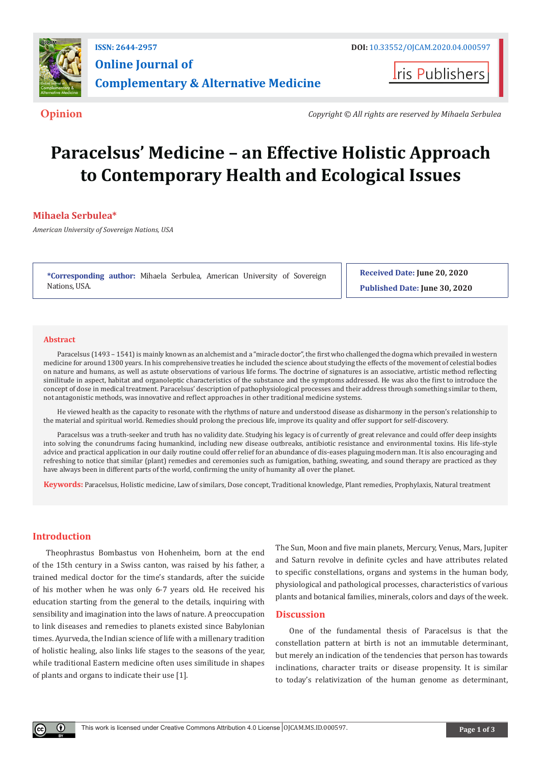**Opinion**

*Copyright © All rights are reserved by Mihaela Serbulea*

# Paracelsus' Medicine – an Effective Holistic Approach to Contemporary Health and Ecological Issues

**Mihaela Serbulea***

*American University of Sovereign Nations, USA*

**\*Corresponding author:** Mihaela Serbulea, American University of Sovereign Nations, USA.

**Received Date:** June 20, 2020

**Published Date:** June 30, 2020

## Abstract

Paracelsus (1493 – 1541) is mainly known as an alchemist and a "miracle doctor", the first who challenged the dogma which prevailed in western medicine for around 1300 years. In his comprehensive treaties he included the science about studying the effects of the movement of celestial bodies on nature and humans, as well as astute observations of various life forms. The doctrine of signatures is an associative, artistic method reflecting similitude in aspect, habitat and organoleptic characteristics of the substance and the symptoms addressed. He was also the first to introduce the concept of dose in medical treatment. Paracelsus' description of pathophysiological processes and their address through something similar to them, not antagonistic methods, was innovative and reflect approaches in other traditional medicine systems.

He viewed health as the capacity to resonate with the rhythms of nature and understood disease as disharmony in the person's relationship to the material and spiritual world. Remedies should prolong the precious life, improve its quality and offer support for self-discovery.

Paracelsus was a truth-seeker and truth has no validity date. Studying his legacy is of currently of great relevance and could offer deep insights into solving the conundrums facing humankind, including new disease outbreaks, antibiotic resistance and environmental toxins. His life-style advice and practical application in our daily routine could offer relief for an abundance of dis-eases plaguing modern man. It is also encouraging and refreshing to notice that similar (plant) remedies and ceremonies such as fumigation, bathing, sweating, and sound therapy are practiced as they have always been in different parts of the world, confirming the unity of humanity all over the planet.

**Keywords:** Paracelsus, Holistic medicine, Law of similars, Dose concept, Traditional knowledge, Plant remedies, Prophylaxis, Natural treatment

## Introduction

Theophrastus Bombastus von Hohenheim, born at the end of the 15th century in a Swiss canton, was raised by his father, a trained medical doctor for the time's standards, after the suicide of his mother when he was only 6-7 years old. He received his education starting from the general to the details, inquiring with sensibility and imagination into the laws of nature. A preoccupation to link diseases and remedies to planets existed since Babylonian times. Ayurveda, the Indian science of life with a millenary tradition of holistic healing, also links life stages to the seasons of the year, while traditional Eastern medicine often uses similitude in shapes of plants and organs to indicate their use [1].

The Sun, Moon and five main planets, Mercury, Venus, Mars, Jupiter and Saturn revolve in definite cycles and have attributes related to specific constellations, organs and systems in the human body, physiological and pathological processes, characteristics of various plants and botanical families, minerals, colors and days of the week.

## Discussion

One of the fundamental thesis of Paracelsus is that the constellation pattern at birth is not an immutable determinant, but merely an indication of the tendencies that person has towards inclinations, character traits or disease propensity. It is similar to today's relativization of the human genome as determinant,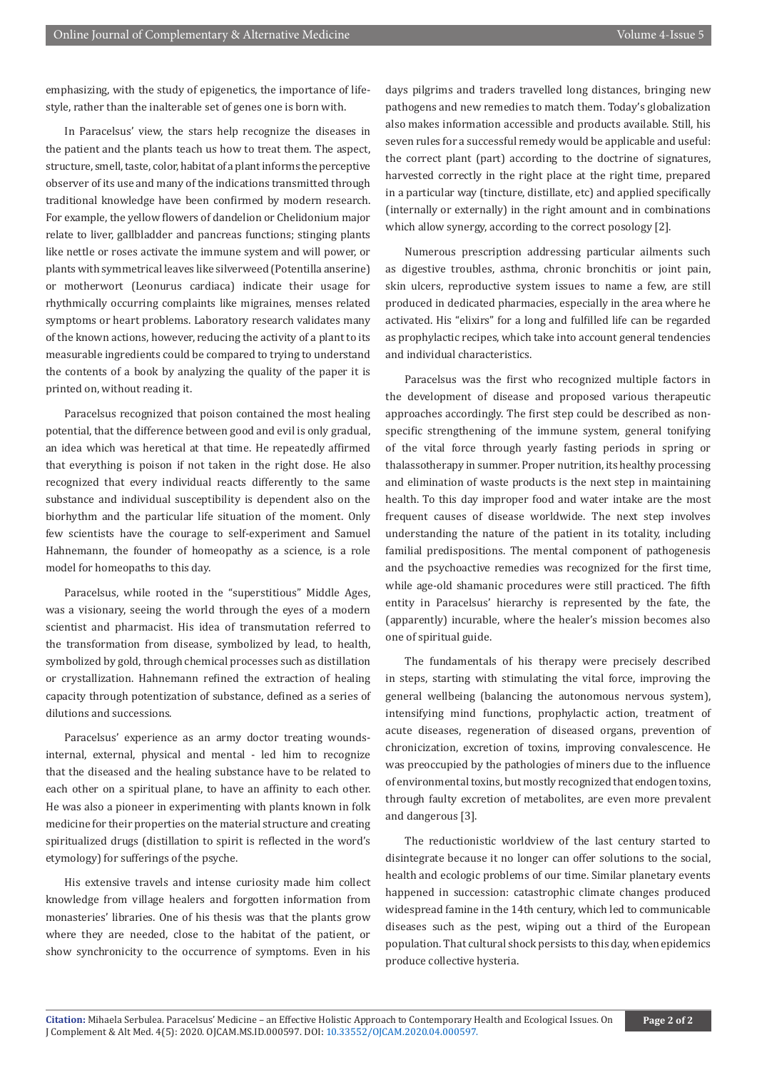emphasizing, with the study of epigenetics, the importance of lifestyle, rather than the inalterable set of genes one is born with.

In Paracelsus' view, the stars help recognize the diseases in the patient and the plants teach us how to treat them. The aspect, structure, smell, taste, color, habitat of a plant informs the perceptive observer of its use and many of the indications transmitted through traditional knowledge have been confirmed by modern research. For example, the yellow flowers of dandelion or Chelidonium major relate to liver, gallbladder and pancreas functions; stinging plants like nettle or roses activate the immune system and will power, or plants with symmetrical leaves like silverweed (Potentilla anserine) or motherwort (Leonurus cardiaca) indicate their usage for rhythmically occurring complaints like migraines, menses related symptoms or heart problems. Laboratory research validates many of the known actions, however, reducing the activity of a plant to its measurable ingredients could be compared to trying to understand the contents of a book by analyzing the quality of the paper it is printed on, without reading it.

Paracelsus recognized that poison contained the most healing potential, that the difference between good and evil is only gradual, an idea which was heretical at that time. He repeatedly affirmed that everything is poison if not taken in the right dose. He also recognized that every individual reacts differently to the same substance and individual susceptibility is dependent also on the biorhythm and the particular life situation of the moment. Only few scientists have the courage to self-experiment and Samuel Hahnemann, the founder of homeopathy as a science, is a role model for homeopaths to this day.

Paracelsus, while rooted in the "superstitious" Middle Ages, was a visionary, seeing the world through the eyes of a modern scientist and pharmacist. His idea of transmutation referred to the transformation from disease, symbolized by lead, to health, symbolized by gold, through chemical processes such as distillation or crystallization. Hahnemann refined the extraction of healing capacity through potentization of substance, defined as a series of dilutions and successions.

Paracelsus' experience as an army doctor treating wounds-internal, external, physical and mental - led him to recognize that the diseased and the healing substance have to be related to each other on a spiritual plane, to have an affinity to each other. He was also a pioneer in experimenting with plants known in folk medicine for their properties on the material structure and creating spiritualized drugs (distillation to spirit is reflected in the word's etymology) for sufferings of the psyche.

His extensive travels and intense curiosity made him collect knowledge from village healers and forgotten information from monasteries' libraries. One of his thesis was that the plants grow where they are needed, close to the habitat of the patient, or show synchronicity to the occurrence of symptoms. Even in his days pilgrims and traders travelled long distances, bringing new pathogens and new remedies to match them. Today's globalization also makes information accessible and products available. Still, his seven rules for a successful remedy would be applicable and useful: the correct plant (part) according to the doctrine of signatures, harvested correctly in the right place at the right time, prepared in a particular way (tincture, distillate, etc) and applied specifically (internally or externally) in the right amount and in combinations which allow synergy, according to the correct posology [2].

Numerous prescription addressing particular ailments such as digestive troubles, asthma, chronic bronchitis or joint pain, skin ulcers, reproductive system issues to name a few, are still produced in dedicated pharmacies, especially in the area where he activated. His "elixirs" for a long and fulfilled life can be regarded as prophylactic recipes, which take into account general tendencies and individual characteristics.

Paracelsus was the first who recognized multiple factors in the development of disease and proposed various therapeutic approaches accordingly. The first step could be described as non-specific strengthening of the immune system, general tonifying of the vital force through yearly fasting periods in spring or thalassotherapy in summer. Proper nutrition, its healthy processing and elimination of waste products is the next step in maintaining health. To this day improper food and water intake are the most frequent causes of disease worldwide. The next step involves understanding the nature of the patient in its totality, including familial predispositions. The mental component of pathogenesis and the psychoactive remedies was recognized for the first time, while age-old shamanic procedures were still practiced. The fifth entity in Paracelsus' hierarchy is represented by the fate, the (apparently) incurable, where the healer's mission becomes also one of spiritual guide.

The fundamentals of his therapy were precisely described in steps, starting with stimulating the vital force, improving the general wellbeing (balancing the autonomous nervous system), intensifying mind functions, prophylactic action, treatment of acute diseases, regeneration of diseased organs, prevention of chronicization, excretion of toxins, improving convalescence. He was preoccupied by the pathologies of miners due to the influence of environmental toxins, but mostly recognized that endogen toxins, through faulty excretion of metabolites, are even more prevalent and dangerous [3].

The reductionistic worldview of the last century started to disintegrate because it no longer can offer solutions to the social, health and ecologic problems of our time. Similar planetary events happened in succession: catastrophic climate changes produced widespread famine in the 14th century, which led to communicable diseases such as the pest, wiping out a third of the European population. That cultural shock persists to this day, when epidemics produce collective hysteria.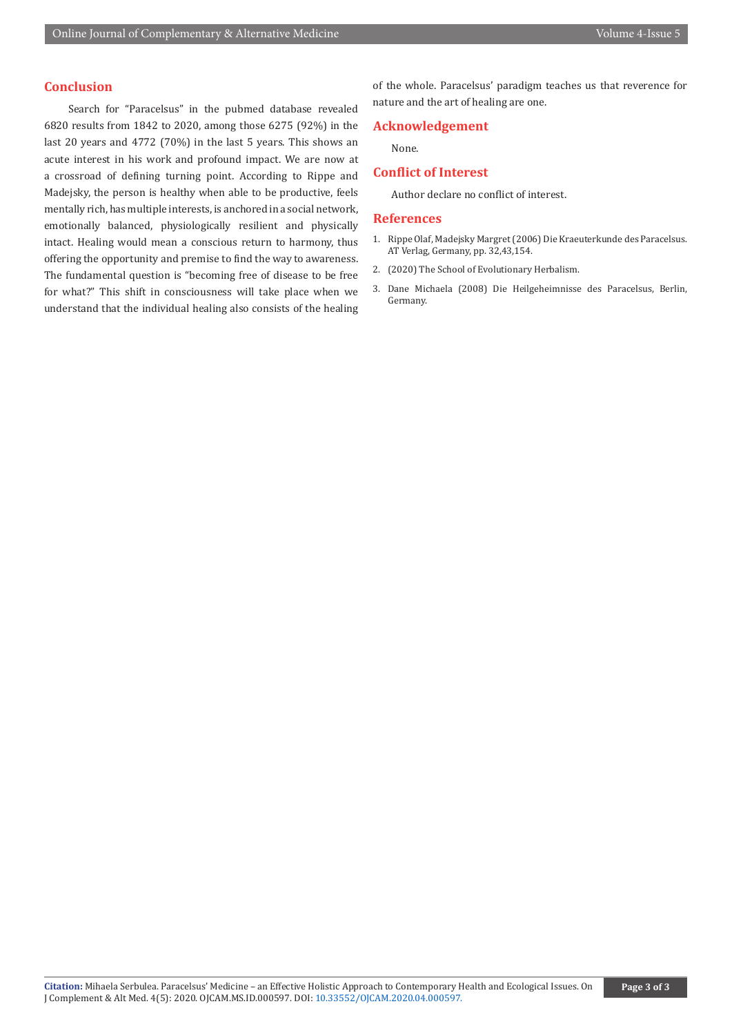## Conclusion

Search for "Paracelsus" in the pubmed database revealed 6820 results from 1842 to 2020, among those 6275 (92%) in the last 20 years and 4772 (70%) in the last 5 years. This shows an acute interest in his work and profound impact. We are now at a crossroad of defining turning point. According to Rippe and Madejsky, the person is healthy when able to be productive, feels mentally rich, has multiple interests, is anchored in a social network, emotionally balanced, physiologically resilient and physically intact. Healing would mean a conscious return to harmony, thus offering the opportunity and premise to find the way to awareness. The fundamental question is "becoming free of disease to be free for what?" This shift in consciousness will take place when we understand that the individual healing also consists of the healing of the whole. Paracelsus' paradigm teaches us that reverence for nature and the art of healing are one.

## Acknowledgement

None.

## Conflict of Interest

Author declare no conflict of interest.

## References

1. Rippe Olaf, Madejsky Margret (2006) Die Kraeuterkunde des Paracelsus. AT Verlag, Germany, pp. 32,43,154.
2. (2020) The School of Evolutionary Herbalism.
3. Dane Michaela (2008) Die Heilgeheimnisse des Paracelsus, Berlin, Germany.

**Citation:** Mihaela Serbulea. Paracelsus' Medicine – an Effective Holistic Approach to Contemporary Health and Ecological Issues. On J Complement & Alt Med. 4(5): 2020. OJCAM.MS.ID.000597. DOI: 10.33552/OJCAM.2020.04.000597.